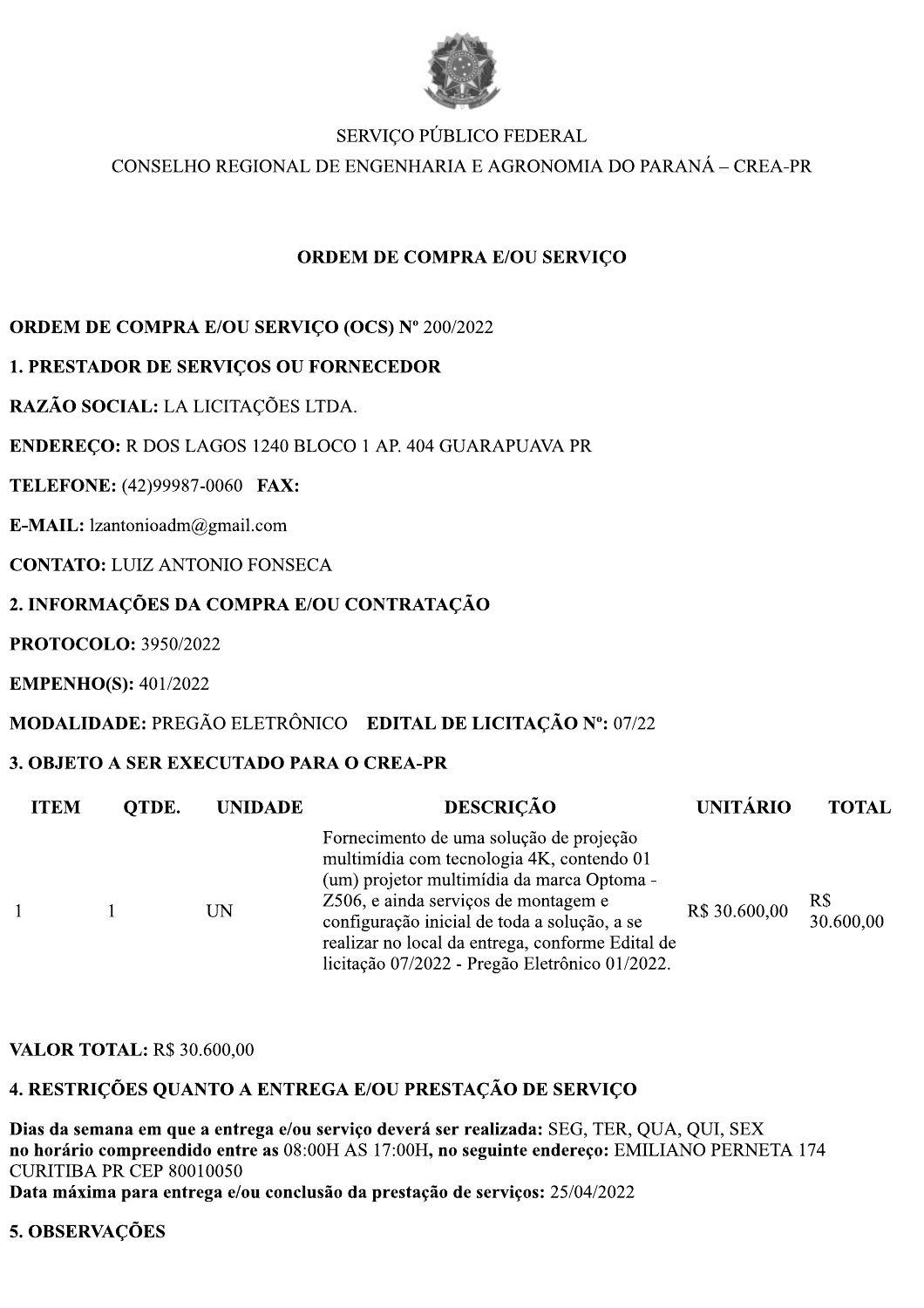SERVIÇO PÚBLICO FEDERAL

CONSELHO REGIONAL DE ENGENHARIA E AGRONOMIA DO PARANÁ – CREA-PR

## ORDEM DE COMPRA E/OU SERVIÇO

**ORDEM DE COMPRA E/OU SERVIÇO (OCS) Nº** 200/2022

**1. PRESTADOR DE SERVIÇOS OU FORNECEDOR**

**RAZÃO SOCIAL:** LA LICITAÇÕES LTDA.

**ENDEREÇO:** R DOS LAGOS 1240 BLOCO 1 AP. 404 GUARAPUAVA PR

**TELEFONE:** (42)99987-0060 **FAX:**

**E-MAIL:** lzantonioadm@gmail.com

**CONTATO:** LUIZ ANTONIO FONSECA

**2. INFORMAÇÕES DA COMPRA E/OU CONTRATAÇÃO**

**PROTOCOLO:** 3950/2022

**EMPENHO(S):** 401/2022

**MODALIDADE:** PREGÃO ELETRÔNICO **EDITAL DE LICITAÇÃO Nº:** 07/22

**3. OBJETO A SER EXECUTADO PARA O CREA-PR**

| ITEM | QTDE. | UNIDADE | DESCRIÇÃO | UNITÁRIO | TOTAL |
|---|---|---|---|---|---|
| 1 | 1 | UN | Fornecimento de uma solução de projeção multimídia com tecnologia 4K, contendo 01 (um) projetor multimídia da marca Optoma - Z506, e ainda serviços de montagem e configuração inicial de toda a solução, a se realizar no local da entrega, conforme Edital de licitação 07/2022 - Pregão Eletrônico 01/2022. | R$ 30.600,00 | R$ 30.600,00 |

**VALOR TOTAL:** R$ 30.600,00

**4. RESTRIÇÕES QUANTO A ENTREGA E/OU PRESTAÇÃO DE SERVIÇO**

**Dias da semana em que a entrega e/ou serviço deverá ser realizada:** SEG, TER, QUA, QUI, SEX **no horário compreendido entre as** 08:00H AS 17:00H**, no seguinte endereço:** EMILIANO PERNETA 174 CURITIBA PR CEP 80010050
**Data máxima para entrega e/ou conclusão da prestação de serviços:** 25/04/2022

**5. OBSERVAÇÕES**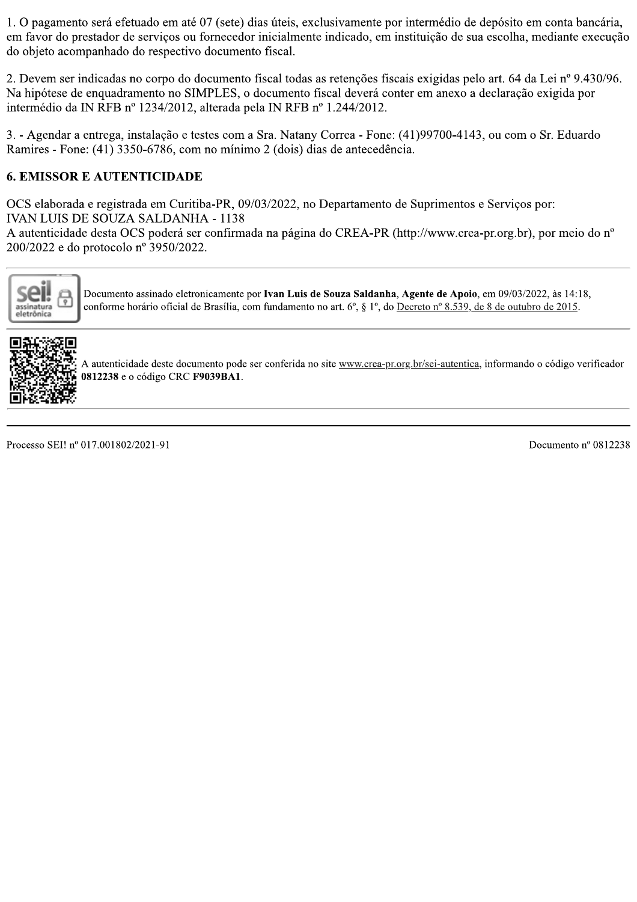1. O pagamento será efetuado em até 07 (sete) dias úteis, exclusivamente por intermédio de depósito em conta bancária, em favor do prestador de serviços ou fornecedor inicialmente indicado, em instituição de sua escolha, mediante execução do objeto acompanhado do respectivo documento fiscal.

2. Devem ser indicadas no corpo do documento fiscal todas as retenções fiscais exigidas pelo art. 64 da Lei nº 9.430/96. Na hipótese de enquadramento no SIMPLES, o documento fiscal deverá conter em anexo a declaração exigida por intermédio da IN RFB nº 1234/2012, alterada pela IN RFB nº 1.244/2012.

3. - Agendar a entrega, instalação e testes com a Sra. Natany Correa - Fone: (41)99700-4143, ou com o Sr. Eduardo Ramires - Fone: (41) 3350-6786, com no mínimo 2 (dois) dias de antecedência.

**6. EMISSOR E AUTENTICIDADE**

OCS elaborada e registrada em Curitiba-PR, 09/03/2022, no Departamento de Suprimentos e Serviços por:
IVAN LUIS DE SOUZA SALDANHA - 1138
A autenticidade desta OCS poderá ser confirmada na página do CREA-PR (http://www.crea-pr.org.br), por meio do nº 200/2022 e do protocolo nº 3950/2022.

---

Documento assinado eletronicamente por **Ivan Luis de Souza Saldanha**, **Agente de Apoio**, em 09/03/2022, às 14:18, conforme horário oficial de Brasília, com fundamento no art. 6º, § 1º, do Decreto nº 8.539, de 8 de outubro de 2015.

---

A autenticidade deste documento pode ser conferida no site www.crea-pr.org.br/sei-autentica, informando o código verificador **0812238** e o código CRC **F9039BA1**.

---

Processo SEI! nº 017.001802/2021-91 — Documento nº 0812238